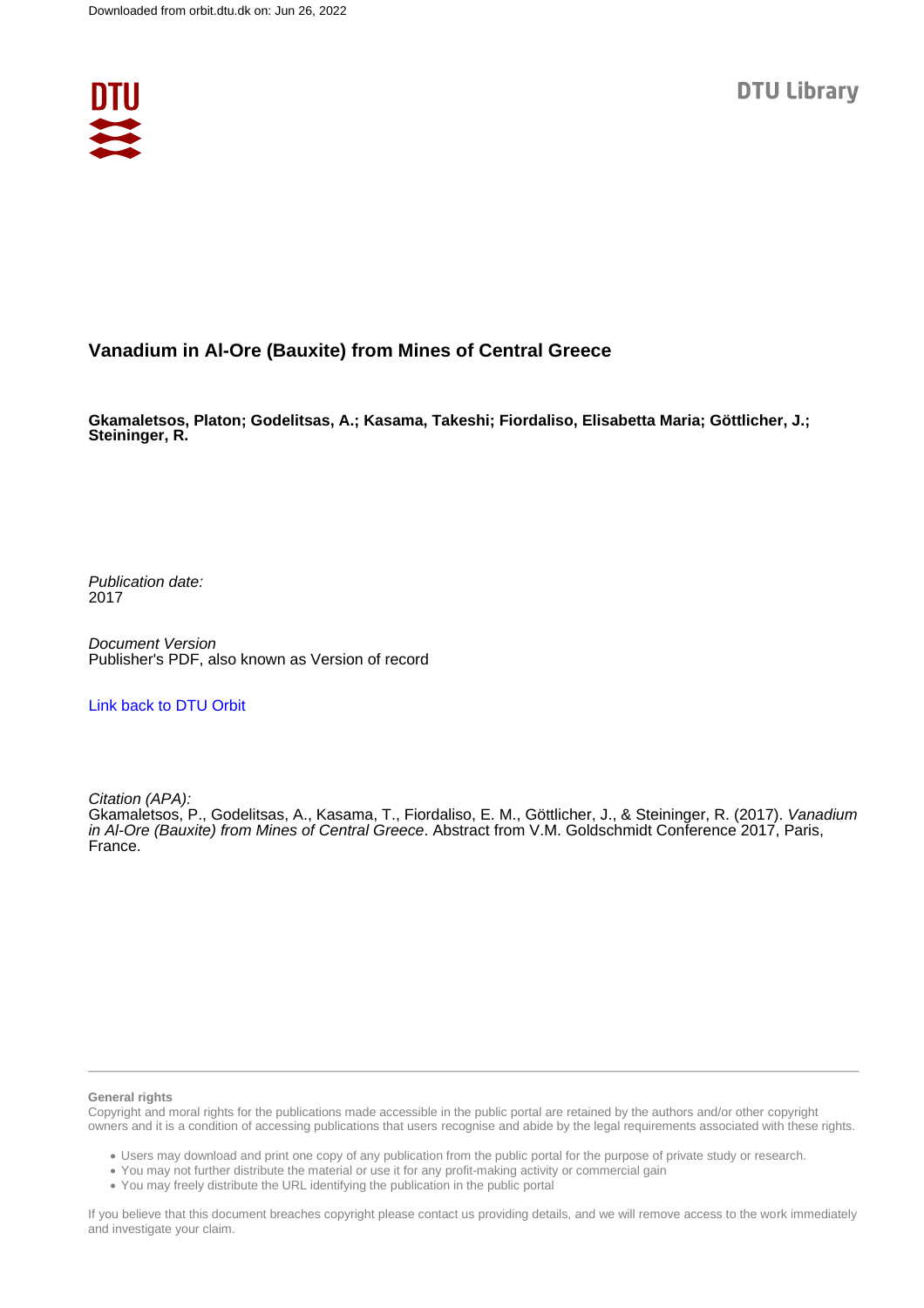# Vanadium in Al-Ore (Bauxite) from Mines of Central Greece

**Gkamaletsos, Platon; Godelitsas, A.; Kasama, Takeshi; Fiordaliso, Elisabetta Maria; Göttlicher, J.; Steininger, R.**

*Publication date:*
2017

*Document Version*
Publisher's PDF, also known as Version of record

Link back to DTU Orbit

*Citation (APA):*
Gkamaletsos, P., Godelitsas, A., Kasama, T., Fiordaliso, E. M., Göttlicher, J., & Steininger, R. (2017). *Vanadium in Al-Ore (Bauxite) from Mines of Central Greece*. Abstract from V.M. Goldschmidt Conference 2017, Paris, France.

**General rights**

Copyright and moral rights for the publications made accessible in the public portal are retained by the authors and/or other copyright owners and it is a condition of accessing publications that users recognise and abide by the legal requirements associated with these rights.

- Users may download and print one copy of any publication from the public portal for the purpose of private study or research.
- You may not further distribute the material or use it for any profit-making activity or commercial gain
- You may freely distribute the URL identifying the publication in the public portal

If you believe that this document breaches copyright please contact us providing details, and we will remove access to the work immediately and investigate your claim.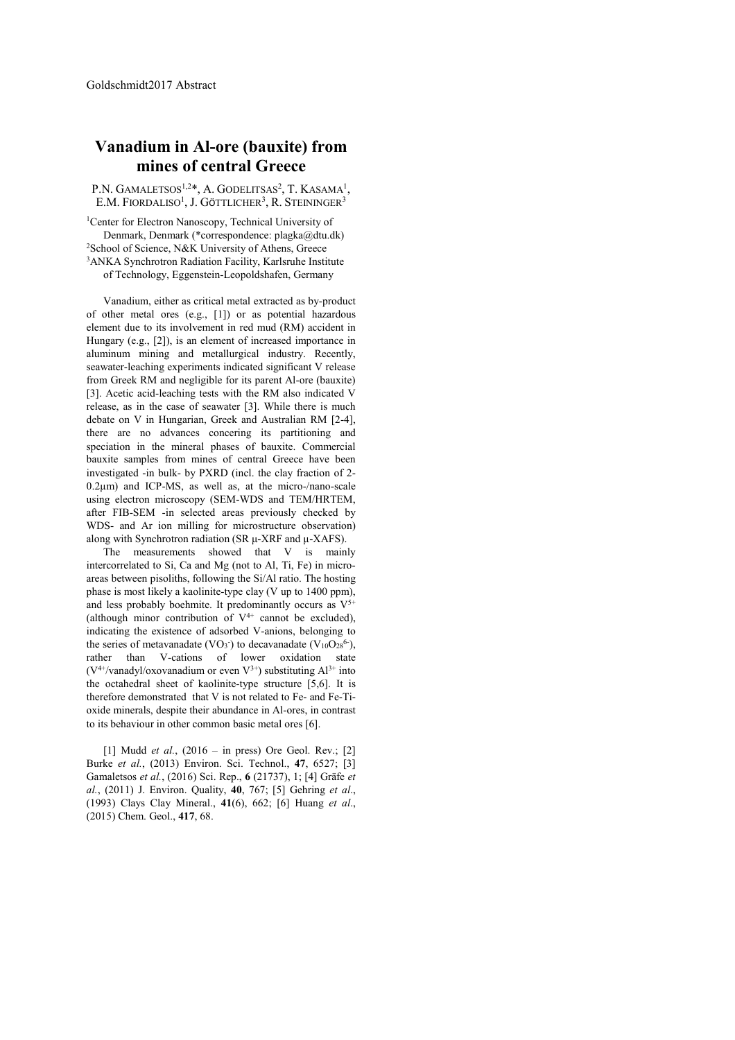Goldschmidt2017 Abstract

# Vanadium in Al-ore (bauxite) from mines of central Greece

P.N. GAMALETSOS[1,2]*, A. GODELITSAS[2], T. KASAMA[1], E.M. FIORDALISO[1], J. GÖTTLICHER[3], R. STEININGER[3]

[1]Center for Electron Nanoscopy, Technical University of Denmark, Denmark (*correspondence: plagka@dtu.dk)
[2]School of Science, N&K University of Athens, Greece
[3]ANKA Synchrotron Radiation Facility, Karlsruhe Institute of Technology, Eggenstein-Leopoldshafen, Germany

Vanadium, either as critical metal extracted as by-product of other metal ores (e.g., [1]) or as potential hazardous element due to its involvement in red mud (RM) accident in Hungary (e.g., [2]), is an element of increased importance in aluminum mining and metallurgical industry. Recently, seawater-leaching experiments indicated significant V release from Greek RM and negligible for its parent Al-ore (bauxite) [3]. Acetic acid-leaching tests with the RM also indicated V release, as in the case of seawater [3]. While there is much debate on V in Hungarian, Greek and Australian RM [2-4], there are no advances concering its partitioning and speciation in the mineral phases of bauxite. Commercial bauxite samples from mines of central Greece have been investigated -in bulk- by PXRD (incl. the clay fraction of 2-0.2μm) and ICP-MS, as well as, at the micro-/nano-scale using electron microscopy (SEM-WDS and TEM/HRTEM, after FIB-SEM -in selected areas previously checked by WDS- and Ar ion milling for microstructure observation) along with Synchrotron radiation (SR μ-XRF and μ-XAFS).

The measurements showed that V is mainly intercorrelated to Si, Ca and Mg (not to Al, Ti, Fe) in micro-areas between pisoliths, following the Si/Al ratio. The hosting phase is most likely a kaolinite-type clay (V up to 1400 ppm), and less probably boehmite. It predominantly occurs as $V^{5+}$ (although minor contribution of $V^{4+}$ cannot be excluded), indicating the existence of adsorbed V-anions, belonging to the series of metavanadate ($VO_3^-$) to decavanadate ($V_{10}O_{28}^{6-}$), rather than V-cations of lower oxidation state ($V^{4+}$/vanadyl/oxovanadium or even $V^{3+}$) substituting $Al^{3+}$ into the octahedral sheet of kaolinite-type structure [5,6]. It is therefore demonstrated that V is not related to Fe- and Fe-Ti-oxide minerals, despite their abundance in Al-ores, in contrast to its behaviour in other common basic metal ores [6].

[1] Mudd *et al.*, (2016 – in press) Ore Geol. Rev.; [2] Burke *et al.*, (2013) Environ. Sci. Technol., **47**, 6527; [3] Gamaletsos *et al.*, (2016) Sci. Rep., **6** (21737), 1; [4] Gräfe *et al.*, (2011) J. Environ. Quality, **40**, 767; [5] Gehring *et al*., (1993) Clays Clay Mineral., **41**(6), 662; [6] Huang *et al*., (2015) Chem. Geol., **417**, 68.